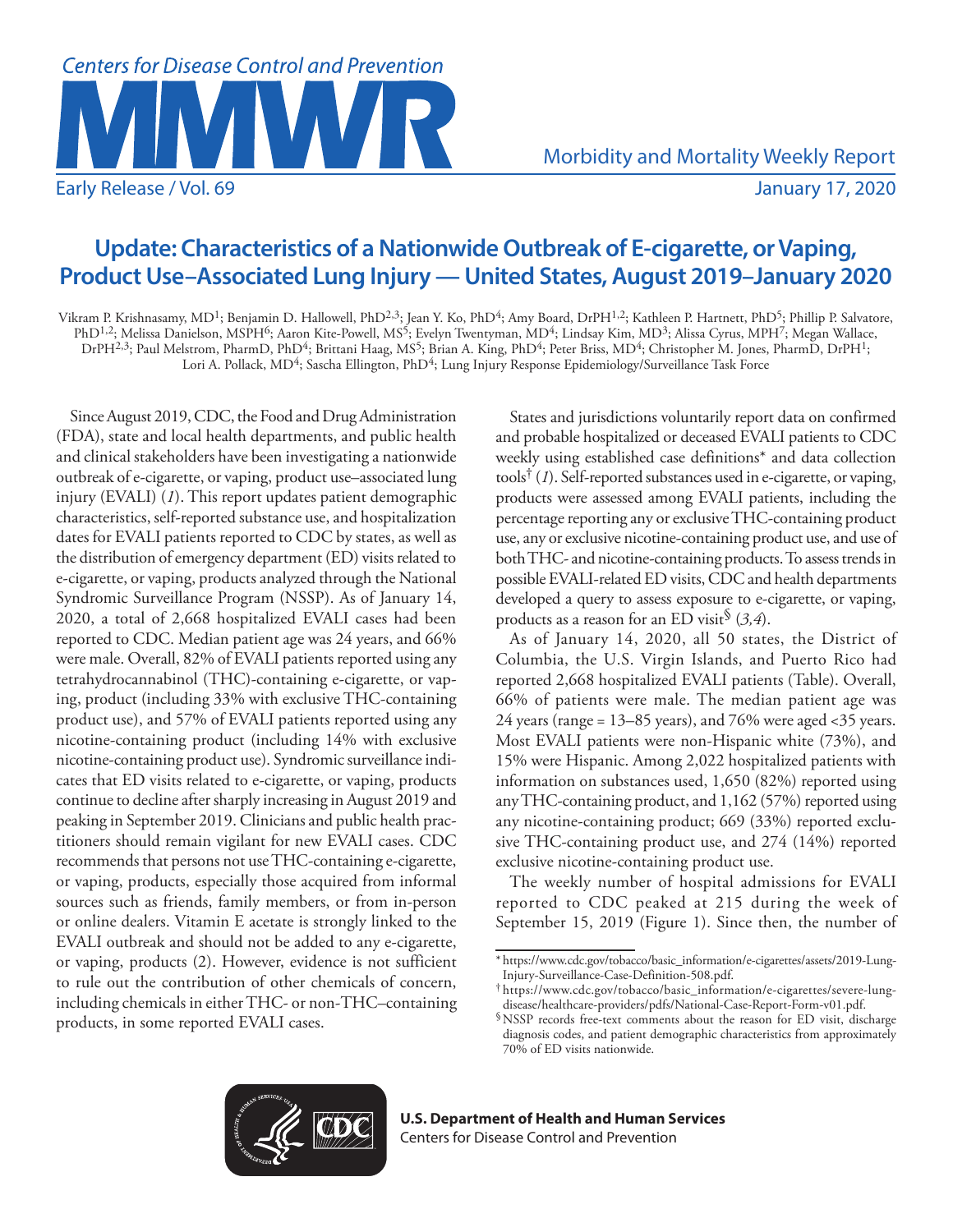# Update: Characteristics of a Nationwide Outbreak of E-cigarette, or Vaping, Product Use–Associated Lung Injury — United States, August 2019–January 2020

Vikram P. Krishnasamy, MD[1]; Benjamin D. Hallowell, PhD[2,3]; Jean Y. Ko, PhD[4]; Amy Board, DrPH[1,2]; Kathleen P. Hartnett, PhD[5]; Phillip P. Salvatore, PhD[1,2]; Melissa Danielson, MSPH[6]; Aaron Kite-Powell, MS[5]; Evelyn Twentyman, MD[4]; Lindsay Kim, MD[3]; Alissa Cyrus, MPH[7]; Megan Wallace, DrPH[2,3]; Paul Melstrom, PharmD, PhD[4]; Brittani Haag, MS[5]; Brian A. King, PhD[4]; Peter Briss, MD[4]; Christopher M. Jones, PharmD, DrPH[1]; Lori A. Pollack, MD[4]; Sascha Ellington, PhD[4]; Lung Injury Response Epidemiology/Surveillance Task Force

Since August 2019, CDC, the Food and Drug Administration (FDA), state and local health departments, and public health and clinical stakeholders have been investigating a nationwide outbreak of e-cigarette, or vaping, product use–associated lung injury (EVALI) (*1*). This report updates patient demographic characteristics, self-reported substance use, and hospitalization dates for EVALI patients reported to CDC by states, as well as the distribution of emergency department (ED) visits related to e-cigarette, or vaping, products analyzed through the National Syndromic Surveillance Program (NSSP). As of January 14, 2020, a total of 2,668 hospitalized EVALI cases had been reported to CDC. Median patient age was 24 years, and 66% were male. Overall, 82% of EVALI patients reported using any tetrahydrocannabinol (THC)-containing e-cigarette, or vaping, product (including 33% with exclusive THC-containing product use), and 57% of EVALI patients reported using any nicotine-containing product (including 14% with exclusive nicotine-containing product use). Syndromic surveillance indicates that ED visits related to e-cigarette, or vaping, products continue to decline after sharply increasing in August 2019 and peaking in September 2019. Clinicians and public health practitioners should remain vigilant for new EVALI cases. CDC recommends that persons not use THC-containing e-cigarette, or vaping, products, especially those acquired from informal sources such as friends, family members, or from in-person or online dealers. Vitamin E acetate is strongly linked to the EVALI outbreak and should not be added to any e-cigarette, or vaping, products (2). However, evidence is not sufficient to rule out the contribution of other chemicals of concern, including chemicals in either THC- or non-THC–containing products, in some reported EVALI cases.

States and jurisdictions voluntarily report data on confirmed and probable hospitalized or deceased EVALI patients to CDC weekly using established case definitions* and data collection tools† (*1*). Self-reported substances used in e-cigarette, or vaping, products were assessed among EVALI patients, including the percentage reporting any or exclusive THC-containing product use, any or exclusive nicotine-containing product use, and use of both THC- and nicotine-containing products. To assess trends in possible EVALI-related ED visits, CDC and health departments developed a query to assess exposure to e-cigarette, or vaping, products as a reason for an ED visit§ (*3,4*).

As of January 14, 2020, all 50 states, the District of Columbia, the U.S. Virgin Islands, and Puerto Rico had reported 2,668 hospitalized EVALI patients (Table). Overall, 66% of patients were male. The median patient age was 24 years (range = 13–85 years), and 76% were aged <35 years. Most EVALI patients were non-Hispanic white (73%), and 15% were Hispanic. Among 2,022 hospitalized patients with information on substances used, 1,650 (82%) reported using any THC-containing product, and 1,162 (57%) reported using any nicotine-containing product; 669 (33%) reported exclusive THC-containing product use, and 274 (14%) reported exclusive nicotine-containing product use.

The weekly number of hospital admissions for EVALI reported to CDC peaked at 215 during the week of September 15, 2019 (Figure 1). Since then, the number of

\* https://www.cdc.gov/tobacco/basic_information/e-cigarettes/assets/2019-Lung-Injury-Surveillance-Case-Definition-508.pdf.

† https://www.cdc.gov/tobacco/basic_information/e-cigarettes/severe-lung-disease/healthcare-providers/pdfs/National-Case-Report-Form-v01.pdf.

§ NSSP records free-text comments about the reason for ED visit, discharge diagnosis codes, and patient demographic characteristics from approximately 70% of ED visits nationwide.

**U.S. Department of Health and Human Services**
Centers for Disease Control and Prevention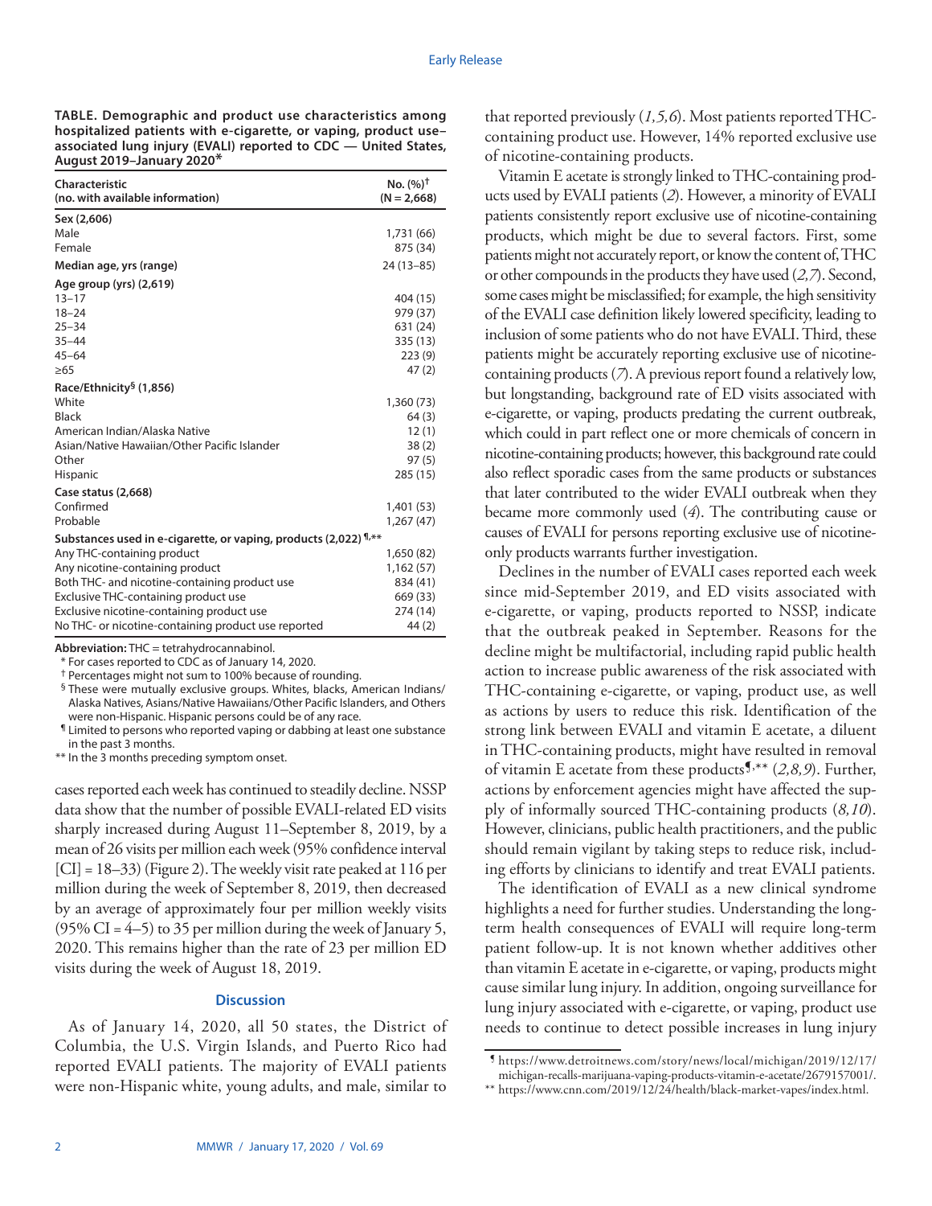**TABLE. Demographic and product use characteristics among hospitalized patients with e-cigarette, or vaping, product use–associated lung injury (EVALI) reported to CDC — United States, August 2019–January 2020***

| Characteristic (no. with available information) | No. (%)† (N = 2,668) |
|---|---|
| **Sex (2,606)** | |
| Male | 1,731 (66) |
| Female | 875 (34) |
| **Median age, yrs (range)** | 24 (13–85) |
| **Age group (yrs) (2,619)** | |
| 13–17 | 404 (15) |
| 18–24 | 979 (37) |
| 25–34 | 631 (24) |
| 35–44 | 335 (13) |
| 45–64 | 223 (9) |
| ≥65 | 47 (2) |
| **Race/Ethnicity§ (1,856)** | |
| White | 1,360 (73) |
| Black | 64 (3) |
| American Indian/Alaska Native | 12 (1) |
| Asian/Native Hawaiian/Other Pacific Islander | 38 (2) |
| Other | 97 (5) |
| Hispanic | 285 (15) |
| **Case status (2,668)** | |
| Confirmed | 1,401 (53) |
| Probable | 1,267 (47) |
| **Substances used in e-cigarette, or vaping, products (2,022)¶,\*\*** | |
| Any THC-containing product | 1,650 (82) |
| Any nicotine-containing product | 1,162 (57) |
| Both THC- and nicotine-containing product use | 834 (41) |
| Exclusive THC-containing product use | 669 (33) |
| Exclusive nicotine-containing product use | 274 (14) |
| No THC- or nicotine-containing product use reported | 44 (2) |

**Abbreviation:** THC = tetrahydrocannabinol.

\* For cases reported to CDC as of January 14, 2020.

† Percentages might not sum to 100% because of rounding.

§ These were mutually exclusive groups. Whites, blacks, American Indians/Alaska Natives, Asians/Native Hawaiians/Other Pacific Islanders, and Others were non-Hispanic. Hispanic persons could be of any race.

¶ Limited to persons who reported vaping or dabbing at least one substance in the past 3 months.

\*\* In the 3 months preceding symptom onset.

cases reported each week has continued to steadily decline. NSSP data show that the number of possible EVALI-related ED visits sharply increased during August 11–September 8, 2019, by a mean of 26 visits per million each week (95% confidence interval [CI] = 18–33) (Figure 2). The weekly visit rate peaked at 116 per million during the week of September 8, 2019, then decreased by an average of approximately four per million weekly visits (95% CI = 4–5) to 35 per million during the week of January 5, 2020. This remains higher than the rate of 23 per million ED visits during the week of August 18, 2019.

## Discussion

As of January 14, 2020, all 50 states, the District of Columbia, the U.S. Virgin Islands, and Puerto Rico had reported EVALI patients. The majority of EVALI patients were non-Hispanic white, young adults, and male, similar to that reported previously (*1,5,6*). Most patients reported THC-containing product use. However, 14% reported exclusive use of nicotine-containing products.

Vitamin E acetate is strongly linked to THC-containing products used by EVALI patients (*2*). However, a minority of EVALI patients consistently report exclusive use of nicotine-containing products, which might be due to several factors. First, some patients might not accurately report, or know the content of, THC or other compounds in the products they have used (*2,7*). Second, some cases might be misclassified; for example, the high sensitivity of the EVALI case definition likely lowered specificity, leading to inclusion of some patients who do not have EVALI. Third, these patients might be accurately reporting exclusive use of nicotine-containing products (*7*). A previous report found a relatively low, but longstanding, background rate of ED visits associated with e-cigarette, or vaping, products predating the current outbreak, which could in part reflect one or more chemicals of concern in nicotine-containing products; however, this background rate could also reflect sporadic cases from the same products or substances that later contributed to the wider EVALI outbreak when they became more commonly used (*4*). The contributing cause or causes of EVALI for persons reporting exclusive use of nicotine-only products warrants further investigation.

Declines in the number of EVALI cases reported each week since mid-September 2019, and ED visits associated with e-cigarette, or vaping, products reported to NSSP, indicate that the outbreak peaked in September. Reasons for the decline might be multifactorial, including rapid public health action to increase public awareness of the risk associated with THC-containing e-cigarette, or vaping, product use, as well as actions by users to reduce this risk. Identification of the strong link between EVALI and vitamin E acetate, a diluent in THC-containing products, might have resulted in removal of vitamin E acetate from these products¶,\*\* (*2,8,9*). Further, actions by enforcement agencies might have affected the supply of informally sourced THC-containing products (*8,10*). However, clinicians, public health practitioners, and the public should remain vigilant by taking steps to reduce risk, including efforts by clinicians to identify and treat EVALI patients.

The identification of EVALI as a new clinical syndrome highlights a need for further studies. Understanding the long-term health consequences of EVALI will require long-term patient follow-up. It is not known whether additives other than vitamin E acetate in e-cigarette, or vaping, products might cause similar lung injury. In addition, ongoing surveillance for lung injury associated with e-cigarette, or vaping, product use needs to continue to detect possible increases in lung injury

¶ https://www.detroitnews.com/story/news/local/michigan/2019/12/17/michigan-recalls-marijuana-vaping-products-vitamin-e-acetate/2679157001/.

\*\* https://www.cnn.com/2019/12/24/health/black-market-vapes/index.html.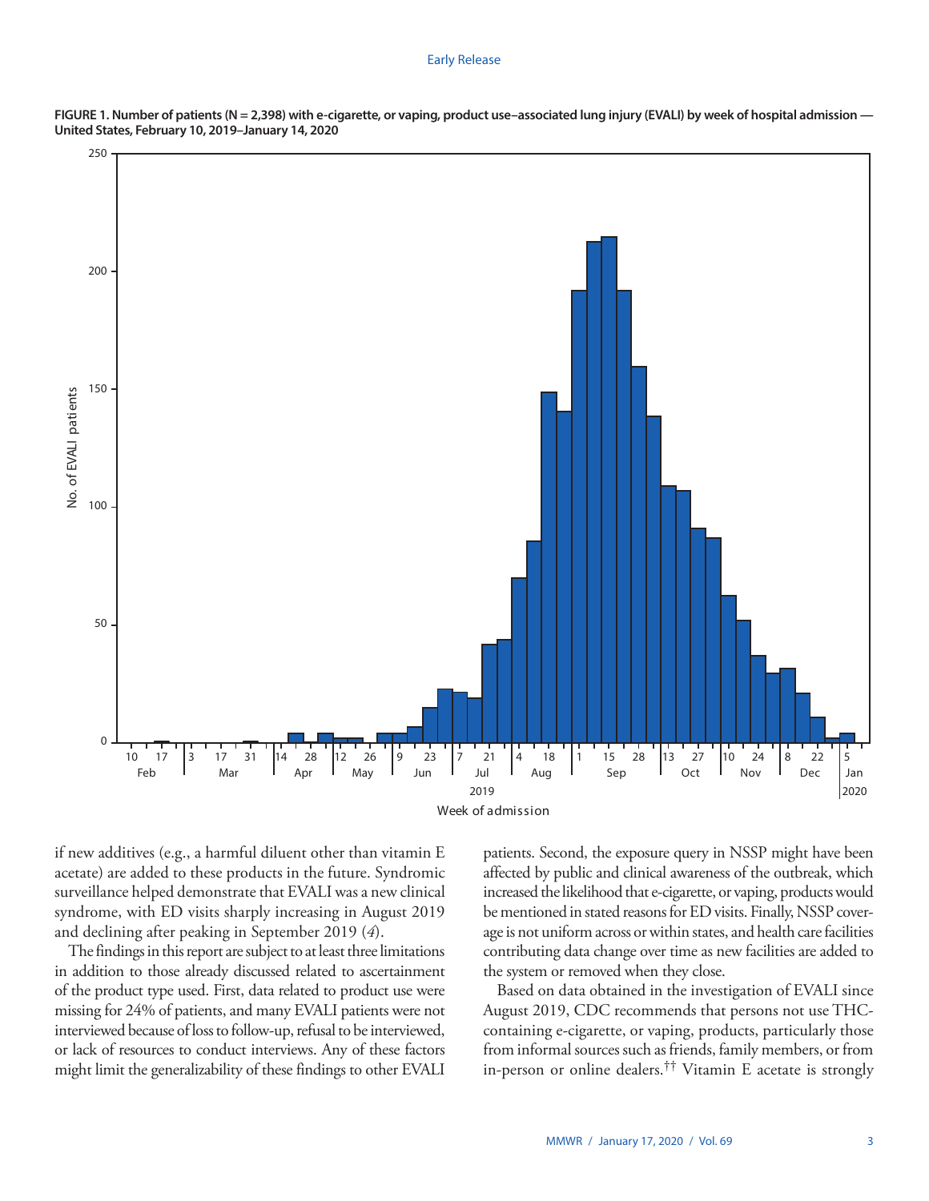**FIGURE 1. Number of patients (N = 2,398) with e-cigarette, or vaping, product use–associated lung injury (EVALI) by week of hospital admission — United States, February 10, 2019–January 14, 2020**

if new additives (e.g., a harmful diluent other than vitamin E acetate) are added to these products in the future. Syndromic surveillance helped demonstrate that EVALI was a new clinical syndrome, with ED visits sharply increasing in August 2019 and declining after peaking in September 2019 (*4*).

The findings in this report are subject to at least three limitations in addition to those already discussed related to ascertainment of the product type used. First, data related to product use were missing for 24% of patients, and many EVALI patients were not interviewed because of loss to follow-up, refusal to be interviewed, or lack of resources to conduct interviews. Any of these factors might limit the generalizability of these findings to other EVALI patients. Second, the exposure query in NSSP might have been affected by public and clinical awareness of the outbreak, which increased the likelihood that e-cigarette, or vaping, products would be mentioned in stated reasons for ED visits. Finally, NSSP coverage is not uniform across or within states, and health care facilities contributing data change over time as new facilities are added to the system or removed when they close.

Based on data obtained in the investigation of EVALI since August 2019, CDC recommends that persons not use THC-containing e-cigarette, or vaping, products, particularly those from informal sources such as friends, family members, or from in-person or online dealers.[††] Vitamin E acetate is strongly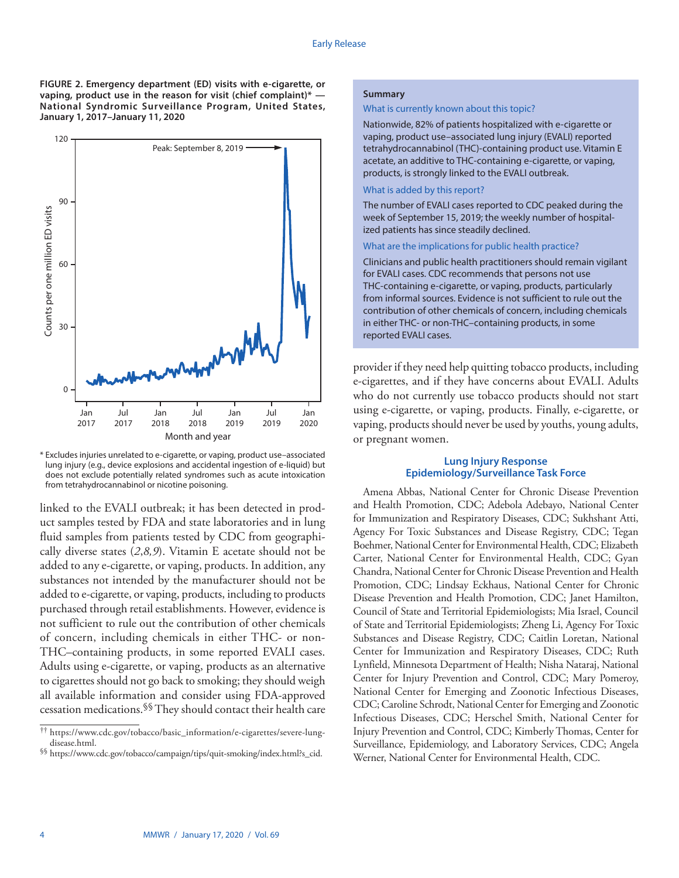**FIGURE 2. Emergency department (ED) visits with e-cigarette, or vaping, product use in the reason for visit (chief complaint)* — National Syndromic Surveillance Program, United States, January 1, 2017–January 11, 2020**

\* Excludes injuries unrelated to e-cigarette, or vaping, product use–associated lung injury (e.g., device explosions and accidental ingestion of e-liquid) but does not exclude potentially related syndromes such as acute intoxication from tetrahydrocannabinol or nicotine poisoning.

linked to the EVALI outbreak; it has been detected in product samples tested by FDA and state laboratories and in lung fluid samples from patients tested by CDC from geographically diverse states (*2,8,9*). Vitamin E acetate should not be added to any e-cigarette, or vaping, products. In addition, any substances not intended by the manufacturer should not be added to e-cigarette, or vaping, products, including to products purchased through retail establishments. However, evidence is not sufficient to rule out the contribution of other chemicals of concern, including chemicals in either THC- or non-THC–containing products, in some reported EVALI cases. Adults using e-cigarette, or vaping, products as an alternative to cigarettes should not go back to smoking; they should weigh all available information and consider using FDA-approved cessation medications.[§§] They should contact their health care provider if they need help quitting tobacco products, including e-cigarettes, and if they have concerns about EVALI. Adults who do not currently use tobacco products should not start using e-cigarette, or vaping, products. Finally, e-cigarette, or vaping, products should never be used by youths, young adults, or pregnant women.

[††] https://www.cdc.gov/tobacco/basic_information/e-cigarettes/severe-lung-disease.html.

[§§] https://www.cdc.gov/tobacco/campaign/tips/quit-smoking/index.html?s_cid.

**Summary**

What is currently known about this topic?

Nationwide, 82% of patients hospitalized with e-cigarette or vaping, product use–associated lung injury (EVALI) reported tetrahydrocannabinol (THC)-containing product use. Vitamin E acetate, an additive to THC-containing e-cigarette, or vaping, products, is strongly linked to the EVALI outbreak.

What is added by this report?

The number of EVALI cases reported to CDC peaked during the week of September 15, 2019; the weekly number of hospitalized patients has since steadily declined.

What are the implications for public health practice?

Clinicians and public health practitioners should remain vigilant for EVALI cases. CDC recommends that persons not use THC-containing e-cigarette, or vaping, products, particularly from informal sources. Evidence is not sufficient to rule out the contribution of other chemicals of concern, including chemicals in either THC- or non-THC–containing products, in some reported EVALI cases.

## Lung Injury Response Epidemiology/Surveillance Task Force

Amena Abbas, National Center for Chronic Disease Prevention and Health Promotion, CDC; Adebola Adebayo, National Center for Immunization and Respiratory Diseases, CDC; Sukhshant Atti, Agency For Toxic Substances and Disease Registry, CDC; Tegan Boehmer, National Center for Environmental Health, CDC; Elizabeth Carter, National Center for Environmental Health, CDC; Gyan Chandra, National Center for Chronic Disease Prevention and Health Promotion, CDC; Lindsay Eckhaus, National Center for Chronic Disease Prevention and Health Promotion, CDC; Janet Hamilton, Council of State and Territorial Epidemiologists; Mia Israel, Council of State and Territorial Epidemiologists; Zheng Li, Agency For Toxic Substances and Disease Registry, CDC; Caitlin Loretan, National Center for Immunization and Respiratory Diseases, CDC; Ruth Lynfield, Minnesota Department of Health; Nisha Nataraj, National Center for Injury Prevention and Control, CDC; Mary Pomeroy, National Center for Emerging and Zoonotic Infectious Diseases, CDC; Caroline Schrodt, National Center for Emerging and Zoonotic Infectious Diseases, CDC; Herschel Smith, National Center for Injury Prevention and Control, CDC; Kimberly Thomas, Center for Surveillance, Epidemiology, and Laboratory Services, CDC; Angela Werner, National Center for Environmental Health, CDC.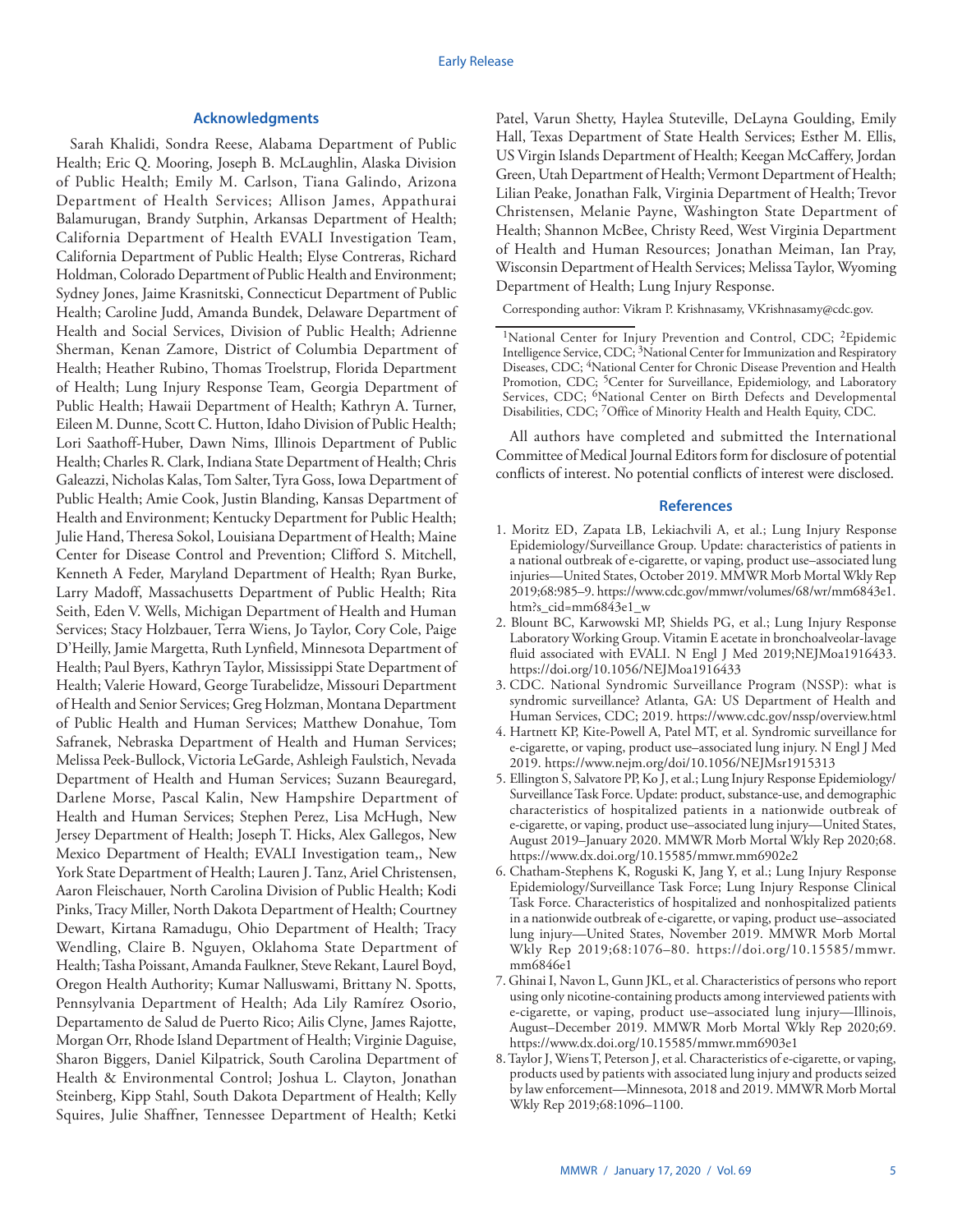## Acknowledgments

Sarah Khalidi, Sondra Reese, Alabama Department of Public Health; Eric Q. Mooring, Joseph B. McLaughlin, Alaska Division of Public Health; Emily M. Carlson, Tiana Galindo, Arizona Department of Health Services; Allison James, Appathurai Balamurugan, Brandy Sutphin, Arkansas Department of Health; California Department of Health EVALI Investigation Team, California Department of Public Health; Elyse Contreras, Richard Holdman, Colorado Department of Public Health and Environment; Sydney Jones, Jaime Krasnitski, Connecticut Department of Public Health; Caroline Judd, Amanda Bundek, Delaware Department of Health and Social Services, Division of Public Health; Adrienne Sherman, Kenan Zamore, District of Columbia Department of Health; Heather Rubino, Thomas Troelstrup, Florida Department of Health; Lung Injury Response Team, Georgia Department of Public Health; Hawaii Department of Health; Kathryn A. Turner, Eileen M. Dunne, Scott C. Hutton, Idaho Division of Public Health; Lori Saathoff-Huber, Dawn Nims, Illinois Department of Public Health; Charles R. Clark, Indiana State Department of Health; Chris Galeazzi, Nicholas Kalas, Tom Salter, Tyra Goss, Iowa Department of Public Health; Amie Cook, Justin Blanding, Kansas Department of Health and Environment; Kentucky Department for Public Health; Julie Hand, Theresa Sokol, Louisiana Department of Health; Maine Center for Disease Control and Prevention; Clifford S. Mitchell, Kenneth A Feder, Maryland Department of Health; Ryan Burke, Larry Madoff, Massachusetts Department of Public Health; Rita Seith, Eden V. Wells, Michigan Department of Health and Human Services; Stacy Holzbauer, Terra Wiens, Jo Taylor, Cory Cole, Paige D'Heilly, Jamie Margetta, Ruth Lynfield, Minnesota Department of Health; Paul Byers, Kathryn Taylor, Mississippi State Department of Health; Valerie Howard, George Turabelidze, Missouri Department of Health and Senior Services; Greg Holzman, Montana Department of Public Health and Human Services; Matthew Donahue, Tom Safranek, Nebraska Department of Health and Human Services; Melissa Peek-Bullock, Victoria LeGarde, Ashleigh Faulstich, Nevada Department of Health and Human Services; Suzann Beauregard, Darlene Morse, Pascal Kalin, New Hampshire Department of Health and Human Services; Stephen Perez, Lisa McHugh, New Jersey Department of Health; Joseph T. Hicks, Alex Gallegos, New Mexico Department of Health; EVALI Investigation team,, New York State Department of Health; Lauren J. Tanz, Ariel Christensen, Aaron Fleischauer, North Carolina Division of Public Health; Kodi Pinks, Tracy Miller, North Dakota Department of Health; Courtney Dewart, Kirtana Ramadugu, Ohio Department of Health; Tracy Wendling, Claire B. Nguyen, Oklahoma State Department of Health; Tasha Poissant, Amanda Faulkner, Steve Rekant, Laurel Boyd, Oregon Health Authority; Kumar Nalluswami, Brittany N. Spotts, Pennsylvania Department of Health; Ada Lily Ramírez Osorio, Departamento de Salud de Puerto Rico; Ailis Clyne, James Rajotte, Morgan Orr, Rhode Island Department of Health; Virginie Daguise, Sharon Biggers, Daniel Kilpatrick, South Carolina Department of Health & Environmental Control; Joshua L. Clayton, Jonathan Steinberg, Kipp Stahl, South Dakota Department of Health; Kelly Squires, Julie Shaffner, Tennessee Department of Health; Ketki Patel, Varun Shetty, Haylea Stuteville, DeLayna Goulding, Emily Hall, Texas Department of State Health Services; Esther M. Ellis, US Virgin Islands Department of Health; Keegan McCaffery, Jordan Green, Utah Department of Health; Vermont Department of Health; Lilian Peake, Jonathan Falk, Virginia Department of Health; Trevor Christensen, Melanie Payne, Washington State Department of Health; Shannon McBee, Christy Reed, West Virginia Department of Health and Human Resources; Jonathan Meiman, Ian Pray, Wisconsin Department of Health Services; Melissa Taylor, Wyoming Department of Health; Lung Injury Response.

Corresponding author: Vikram P. Krishnasamy, VKrishnasamy@cdc.gov.

[1]National Center for Injury Prevention and Control, CDC; [2]Epidemic Intelligence Service, CDC; [3]National Center for Immunization and Respiratory Diseases, CDC; [4]National Center for Chronic Disease Prevention and Health Promotion, CDC; [5]Center for Surveillance, Epidemiology, and Laboratory Services, CDC; [6]National Center on Birth Defects and Developmental Disabilities, CDC; [7]Office of Minority Health and Health Equity, CDC.

All authors have completed and submitted the International Committee of Medical Journal Editors form for disclosure of potential conflicts of interest. No potential conflicts of interest were disclosed.

## References

1. Moritz ED, Zapata LB, Lekiachvili A, et al.; Lung Injury Response Epidemiology/Surveillance Group. Update: characteristics of patients in a national outbreak of e-cigarette, or vaping, product use–associated lung injuries—United States, October 2019. MMWR Morb Mortal Wkly Rep 2019;68:985–9. https://www.cdc.gov/mmwr/volumes/68/wr/mm6843e1.htm?s_cid=mm6843e1_w
2. Blount BC, Karwowski MP, Shields PG, et al.; Lung Injury Response Laboratory Working Group. Vitamin E acetate in bronchoalveolar-lavage fluid associated with EVALI. N Engl J Med 2019;NEJMoa1916433. https://doi.org/10.1056/NEJMoa1916433
3. CDC. National Syndromic Surveillance Program (NSSP): what is syndromic surveillance? Atlanta, GA: US Department of Health and Human Services, CDC; 2019. https://www.cdc.gov/nssp/overview.html
4. Hartnett KP, Kite-Powell A, Patel MT, et al. Syndromic surveillance for e-cigarette, or vaping, product use–associated lung injury. N Engl J Med 2019. https://www.nejm.org/doi/10.1056/NEJMsr1915313
5. Ellington S, Salvatore PP, Ko J, et al.; Lung Injury Response Epidemiology/Surveillance Task Force. Update: product, substance-use, and demographic characteristics of hospitalized patients in a nationwide outbreak of e-cigarette, or vaping, product use–associated lung injury—United States, August 2019–January 2020. MMWR Morb Mortal Wkly Rep 2020;68. https://www.dx.doi.org/10.15585/mmwr.mm6902e2
6. Chatham-Stephens K, Roguski K, Jang Y, et al.; Lung Injury Response Epidemiology/Surveillance Task Force; Lung Injury Response Clinical Task Force. Characteristics of hospitalized and nonhospitalized patients in a nationwide outbreak of e-cigarette, or vaping, product use–associated lung injury—United States, November 2019. MMWR Morb Mortal Wkly Rep 2019;68:1076–80. https://doi.org/10.15585/mmwr.mm6846e1
7. Ghinai I, Navon L, Gunn JKL, et al. Characteristics of persons who report using only nicotine-containing products among interviewed patients with e-cigarette, or vaping, product use–associated lung injury—Illinois, August–December 2019. MMWR Morb Mortal Wkly Rep 2020;69. https://www.dx.doi.org/10.15585/mmwr.mm6903e1
8. Taylor J, Wiens T, Peterson J, et al. Characteristics of e-cigarette, or vaping, products used by patients with associated lung injury and products seized by law enforcement—Minnesota, 2018 and 2019. MMWR Morb Mortal Wkly Rep 2019;68:1096–1100.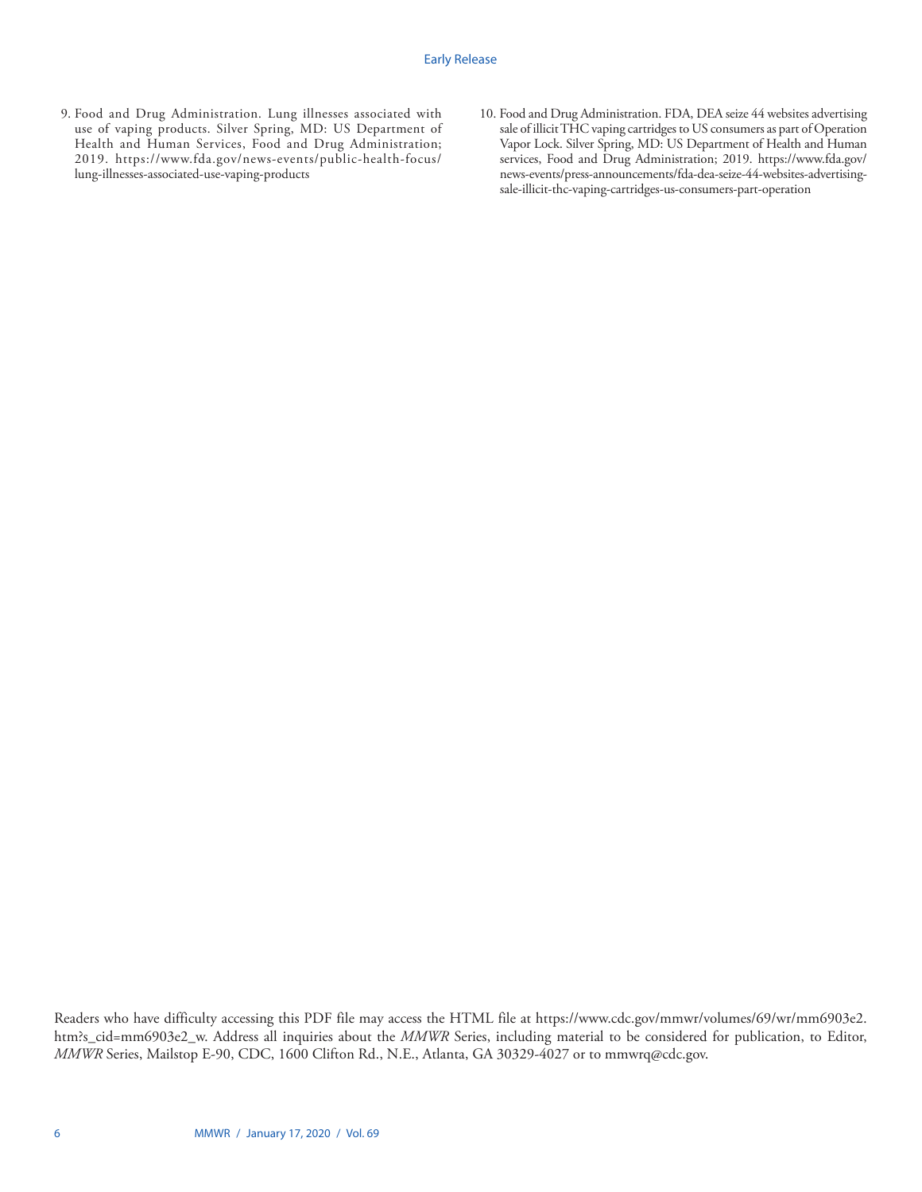9. Food and Drug Administration. Lung illnesses associated with use of vaping products. Silver Spring, MD: US Department of Health and Human Services, Food and Drug Administration; 2019. https://www.fda.gov/news-events/public-health-focus/lung-illnesses-associated-use-vaping-products
10. Food and Drug Administration. FDA, DEA seize 44 websites advertising sale of illicit THC vaping cartridges to US consumers as part of Operation Vapor Lock. Silver Spring, MD: US Department of Health and Human services, Food and Drug Administration; 2019. https://www.fda.gov/news-events/press-announcements/fda-dea-seize-44-websites-advertising-sale-illicit-thc-vaping-cartridges-us-consumers-part-operation

Readers who have difficulty accessing this PDF file may access the HTML file at https://www.cdc.gov/mmwr/volumes/69/wr/mm6903e2.htm?s_cid=mm6903e2_w. Address all inquiries about the *MMWR* Series, including material to be considered for publication, to Editor, *MMWR* Series, Mailstop E-90, CDC, 1600 Clifton Rd., N.E., Atlanta, GA 30329-4027 or to mmwrq@cdc.gov.